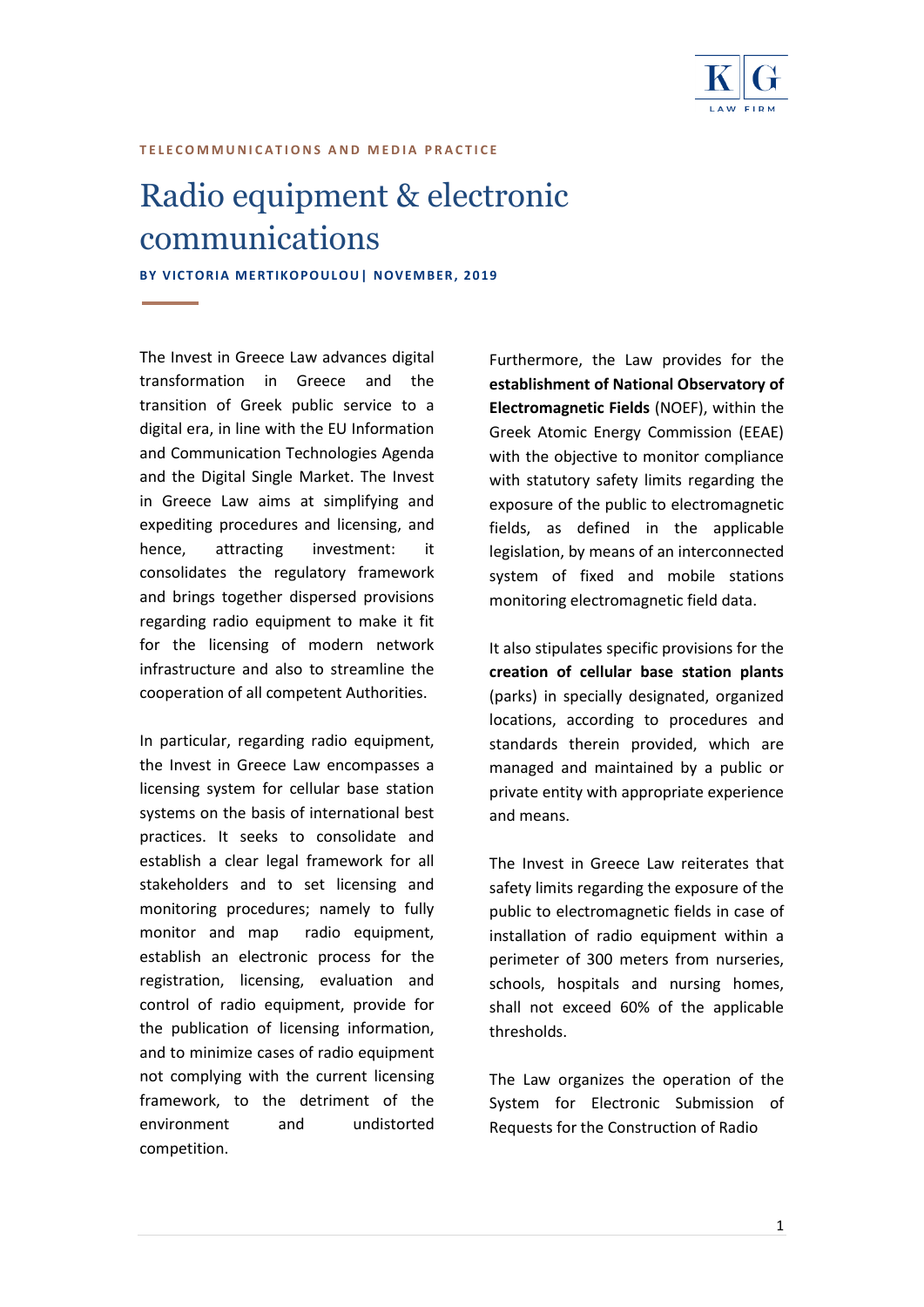TELECOMMUNICATIONS AND MEDIA PRACTICE

# Radio equipment & electronic communications

**BY VICTORIA MERTIKOPOULOU| NOVEMBER, 2019**

The Invest in Greece Law advances digital transformation in Greece and the transition of Greek public service to a digital era, in line with the EU Information and Communication Technologies Agenda and the Digital Single Market. The Invest in Greece Law aims at simplifying and expediting procedures and licensing, and hence, attracting investment: it consolidates the regulatory framework and brings together dispersed provisions regarding radio equipment to make it fit for the licensing of modern network infrastructure and also to streamline the cooperation of all competent Authorities.

In particular, regarding radio equipment, the Invest in Greece Law encompasses a licensing system for cellular base station systems on the basis of international best practices. It seeks to consolidate and establish a clear legal framework for all stakeholders and to set licensing and monitoring procedures; namely to fully monitor and map radio equipment, establish an electronic process for the registration, licensing, evaluation and control of radio equipment, provide for the publication of licensing information, and to minimize cases of radio equipment not complying with the current licensing framework, to the detriment of the environment and undistorted competition.

Furthermore, the Law provides for the **establishment of National Observatory of Electromagnetic Fields** (NOEF), within the Greek Atomic Energy Commission (EEAE) with the objective to monitor compliance with statutory safety limits regarding the exposure of the public to electromagnetic fields, as defined in the applicable legislation, by means of an interconnected system of fixed and mobile stations monitoring electromagnetic field data.

It also stipulates specific provisions for the **creation of cellular base station plants** (parks) in specially designated, organized locations, according to procedures and standards therein provided, which are managed and maintained by a public or private entity with appropriate experience and means.

The Invest in Greece Law reiterates that safety limits regarding the exposure of the public to electromagnetic fields in case of installation of radio equipment within a perimeter of 300 meters from nurseries, schools, hospitals and nursing homes, shall not exceed 60% of the applicable thresholds.

The Law organizes the operation of the System for Electronic Submission of Requests for the Construction of Radio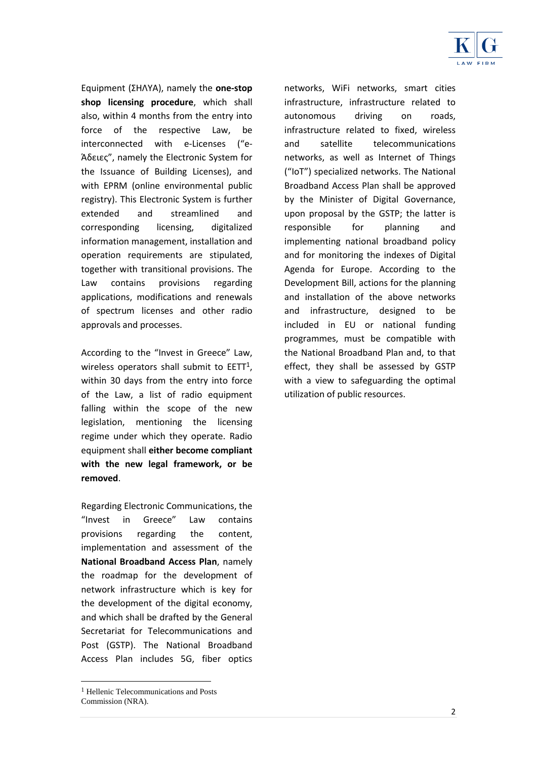Equipment (ΣΗΛΥΑ), namely the **one-stop shop licensing procedure**, which shall also, within 4 months from the entry into force of the respective Law, be interconnected with e-Licenses ("e-Άδειες", namely the Electronic System for the Issuance of Building Licenses), and with EPRM (online environmental public registry). This Electronic System is further extended and streamlined and corresponding licensing, digitalized information management, installation and operation requirements are stipulated, together with transitional provisions. The Law contains provisions regarding applications, modifications and renewals of spectrum licenses and other radio approvals and processes.

According to the "Invest in Greece" Law, wireless operators shall submit to EETT[1], within 30 days from the entry into force of the Law, a list of radio equipment falling within the scope of the new legislation, mentioning the licensing regime under which they operate. Radio equipment shall **either become compliant with the new legal framework, or be removed**.

Regarding Electronic Communications, the "Invest in Greece" Law contains provisions regarding the content, implementation and assessment of the **National Broadband Access Plan**, namely the roadmap for the development of network infrastructure which is key for the development of the digital economy, and which shall be drafted by the General Secretariat for Telecommunications and Post (GSTP). The National Broadband Access Plan includes 5G, fiber optics networks, WiFi networks, smart cities infrastructure, infrastructure related to autonomous driving on roads, infrastructure related to fixed, wireless and satellite telecommunications networks, as well as Internet of Things ("IoT") specialized networks. The National Broadband Access Plan shall be approved by the Minister of Digital Governance, upon proposal by the GSTP; the latter is responsible for planning and implementing national broadband policy and for monitoring the indexes of Digital Agenda for Europe. According to the Development Bill, actions for the planning and installation of the above networks and infrastructure, designed to be included in EU or national funding programmes, must be compatible with the National Broadband Plan and, to that effect, they shall be assessed by GSTP with a view to safeguarding the optimal utilization of public resources.

---

[1] Hellenic Telecommunications and Posts Commission (NRA).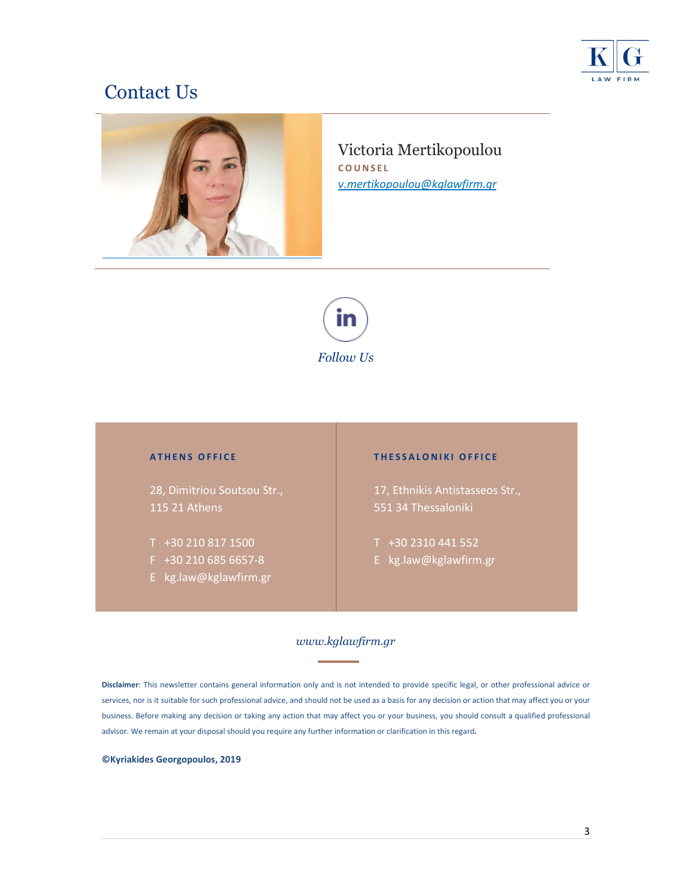# Contact Us

## Victoria Mertikopoulou

**COUNSEL**

*v.mertikopoulou@kglawfirm.gr*

*Follow Us*

**ATHENS OFFICE**

28, Dimitriou Soutsou Str.,
115 21 Athens

T +30 210 817 1500
F +30 210 685 6657-8
E kg.law@kglawfirm.gr

**THESSALONIKI OFFICE**

17, Ethnikis Antistasseos Str.,
551 34 Thessaloniki

T +30 2310 441 552
E kg.law@kglawfirm.gr

*www.kglawfirm.gr*

**Disclaimer**: This newsletter contains general information only and is not intended to provide specific legal, or other professional advice or services, nor is it suitable for such professional advice, and should not be used as a basis for any decision or action that may affect you or your business. Before making any decision or taking any action that may affect you or your business, you should consult a qualified professional advisor. We remain at your disposal should you require any further information or clarification in this regard.

**©Kyriakides Georgopoulos, 2019**